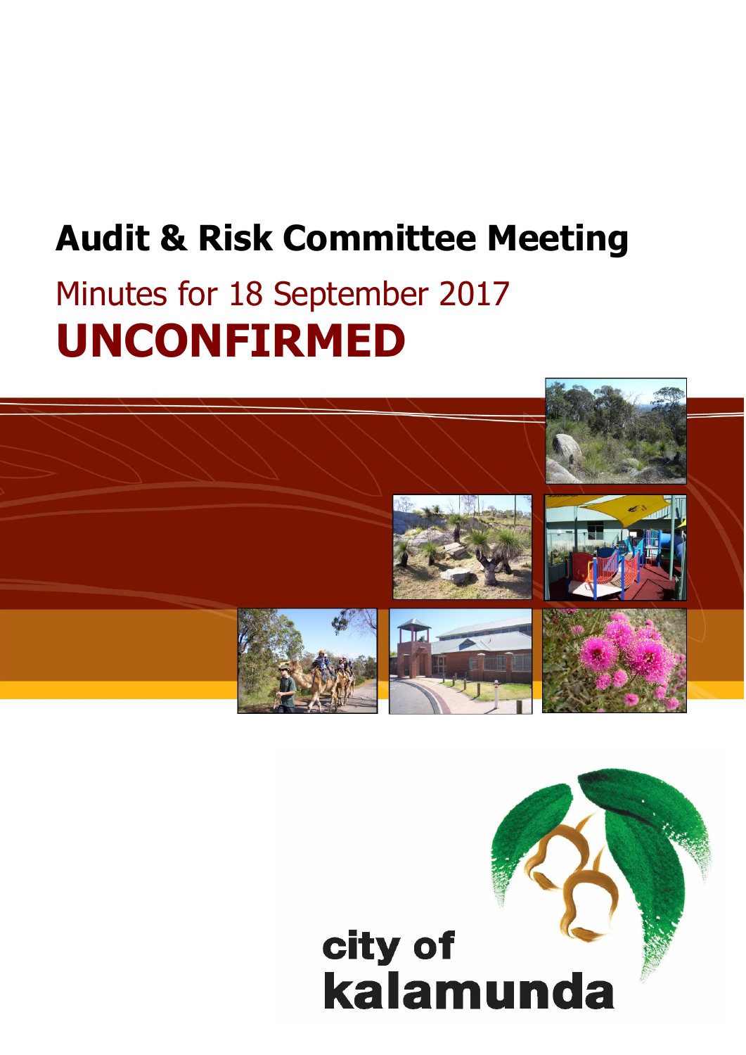# Audit & Risk Committee Meeting

## Minutes for 18 September 2017

# UNCONFIRMED

city of kalamunda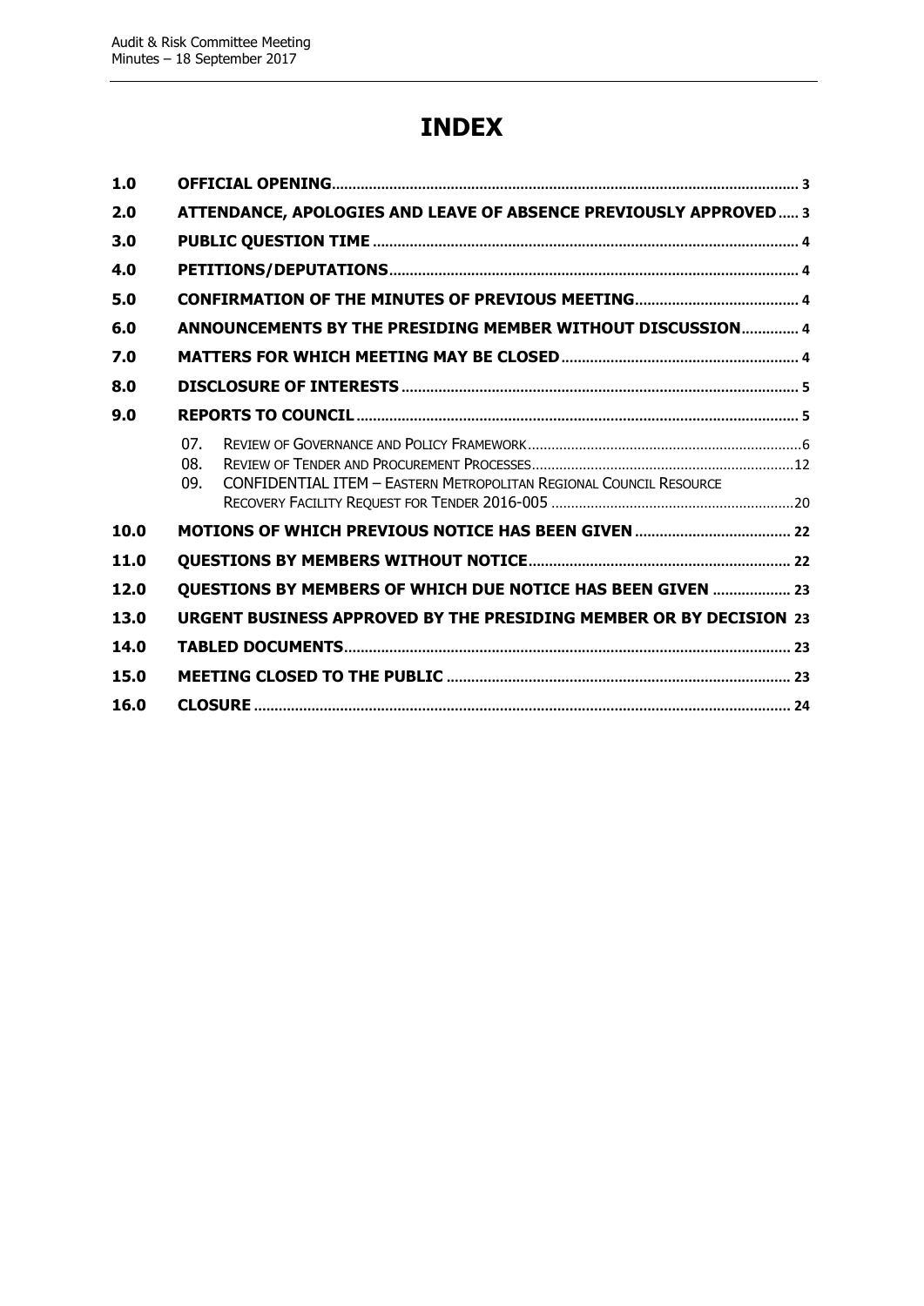# INDEX

| | | |
|---|---|---|
| **1.0** | **OFFICIAL OPENING** | **3** |
| **2.0** | **ATTENDANCE, APOLOGIES AND LEAVE OF ABSENCE PREVIOUSLY APPROVED** | **3** |
| **3.0** | **PUBLIC QUESTION TIME** | **4** |
| **4.0** | **PETITIONS/DEPUTATIONS** | **4** |
| **5.0** | **CONFIRMATION OF THE MINUTES OF PREVIOUS MEETING** | **4** |
| **6.0** | **ANNOUNCEMENTS BY THE PRESIDING MEMBER WITHOUT DISCUSSION** | **4** |
| **7.0** | **MATTERS FOR WHICH MEETING MAY BE CLOSED** | **4** |
| **8.0** | **DISCLOSURE OF INTERESTS** | **5** |
| **9.0** | **REPORTS TO COUNCIL** | **5** |
| | 07. REVIEW OF GOVERNANCE AND POLICY FRAMEWORK | 6 |
| | 08. REVIEW OF TENDER AND PROCUREMENT PROCESSES | 12 |
| | 09. CONFIDENTIAL ITEM – EASTERN METROPOLITAN REGIONAL COUNCIL RESOURCE RECOVERY FACILITY REQUEST FOR TENDER 2016-005 | 20 |
| **10.0** | **MOTIONS OF WHICH PREVIOUS NOTICE HAS BEEN GIVEN** | **22** |
| **11.0** | **QUESTIONS BY MEMBERS WITHOUT NOTICE** | **22** |
| **12.0** | **QUESTIONS BY MEMBERS OF WHICH DUE NOTICE HAS BEEN GIVEN** | **23** |
| **13.0** | **URGENT BUSINESS APPROVED BY THE PRESIDING MEMBER OR BY DECISION** | **23** |
| **14.0** | **TABLED DOCUMENTS** | **23** |
| **15.0** | **MEETING CLOSED TO THE PUBLIC** | **23** |
| **16.0** | **CLOSURE** | **24** |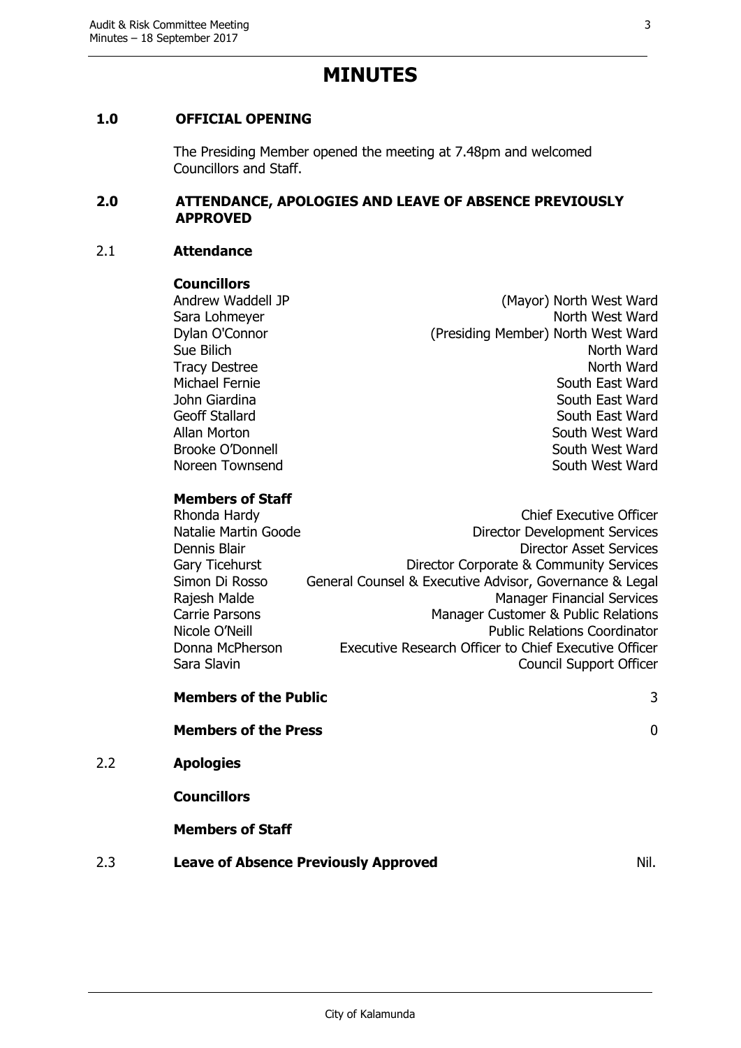# MINUTES

## 1.0 OFFICIAL OPENING

The Presiding Member opened the meeting at 7.48pm and welcomed Councillors and Staff.

## 2.0 ATTENDANCE, APOLOGIES AND LEAVE OF ABSENCE PREVIOUSLY APPROVED

### 2.1 Attendance

**Councillors**

| | |
|---|---|
| Andrew Waddell JP | (Mayor) North West Ward |
| Sara Lohmeyer | North West Ward |
| Dylan O'Connor | (Presiding Member) North West Ward |
| Sue Bilich | North Ward |
| Tracy Destree | North Ward |
| Michael Fernie | South East Ward |
| John Giardina | South East Ward |
| Geoff Stallard | South East Ward |
| Allan Morton | South West Ward |
| Brooke O'Donnell | South West Ward |
| Noreen Townsend | South West Ward |

**Members of Staff**

| | |
|---|---|
| Rhonda Hardy | Chief Executive Officer |
| Natalie Martin Goode | Director Development Services |
| Dennis Blair | Director Asset Services |
| Gary Ticehurst | Director Corporate & Community Services |
| Simon Di Rosso | General Counsel & Executive Advisor, Governance & Legal |
| Rajesh Malde | Manager Financial Services |
| Carrie Parsons | Manager Customer & Public Relations |
| Nicole O'Neill | Public Relations Coordinator |
| Donna McPherson | Executive Research Officer to Chief Executive Officer |
| Sara Slavin | Council Support Officer |

**Members of the Public** 3

**Members of the Press** 0

### 2.2 Apologies

**Councillors**

**Members of Staff**

### 2.3 Leave of Absence Previously Approved

Nil.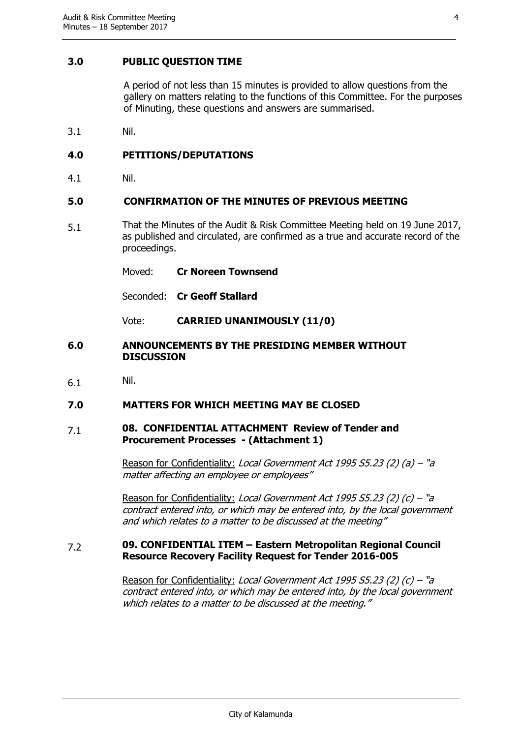## 3.0 PUBLIC QUESTION TIME

A period of not less than 15 minutes is provided to allow questions from the gallery on matters relating to the functions of this Committee. For the purposes of Minuting, these questions and answers are summarised.

3.1 Nil.

## 4.0 PETITIONS/DEPUTATIONS

4.1 Nil.

## 5.0 CONFIRMATION OF THE MINUTES OF PREVIOUS MEETING

5.1 That the Minutes of the Audit & Risk Committee Meeting held on 19 June 2017, as published and circulated, are confirmed as a true and accurate record of the proceedings.

Moved: **Cr Noreen Townsend**

Seconded: **Cr Geoff Stallard**

Vote: **CARRIED UNANIMOUSLY (11/0)**

## 6.0 ANNOUNCEMENTS BY THE PRESIDING MEMBER WITHOUT DISCUSSION

6.1 Nil.

## 7.0 MATTERS FOR WHICH MEETING MAY BE CLOSED

7.1 **08. CONFIDENTIAL ATTACHMENT Review of Tender and Procurement Processes - (Attachment 1)**

Reason for Confidentiality: *Local Government Act 1995 S5.23 (2) (a) – "a matter affecting an employee or employees"*

Reason for Confidentiality: *Local Government Act 1995 S5.23 (2) (c) – "a contract entered into, or which may be entered into, by the local government and which relates to a matter to be discussed at the meeting"*

7.2 **09. CONFIDENTIAL ITEM – Eastern Metropolitan Regional Council Resource Recovery Facility Request for Tender 2016-005**

Reason for Confidentiality: *Local Government Act 1995 S5.23 (2) (c) – "a contract entered into, or which may be entered into, by the local government which relates to a matter to be discussed at the meeting."*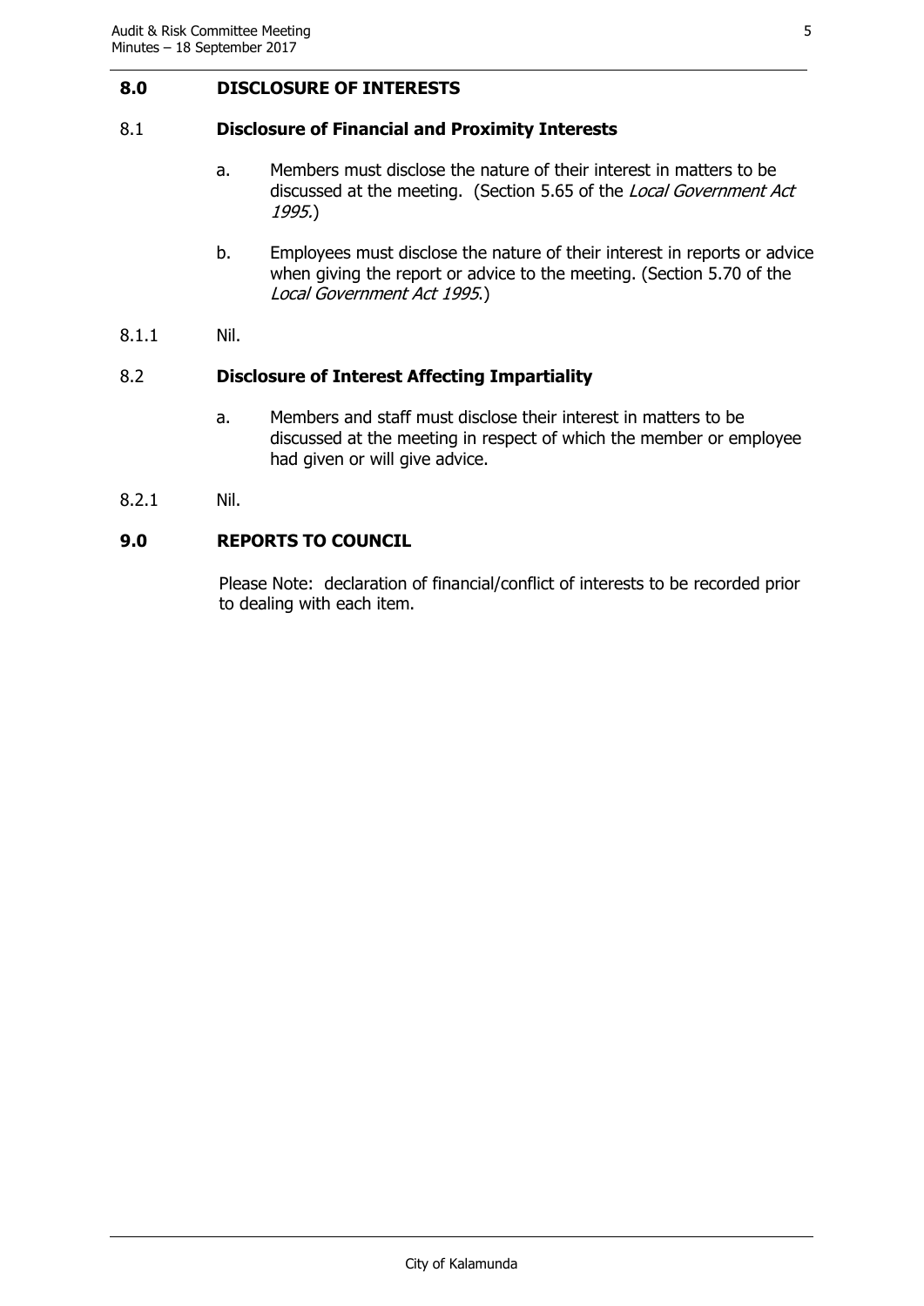## 8.0 DISCLOSURE OF INTERESTS

### 8.1 Disclosure of Financial and Proximity Interests

a. Members must disclose the nature of their interest in matters to be discussed at the meeting. (Section 5.65 of the *Local Government Act 1995.*)

b. Employees must disclose the nature of their interest in reports or advice when giving the report or advice to the meeting. (Section 5.70 of the *Local Government Act 1995.*)

8.1.1 Nil.

### 8.2 Disclosure of Interest Affecting Impartiality

a. Members and staff must disclose their interest in matters to be discussed at the meeting in respect of which the member or employee had given or will give advice.

8.2.1 Nil.

## 9.0 REPORTS TO COUNCIL

Please Note: declaration of financial/conflict of interests to be recorded prior to dealing with each item.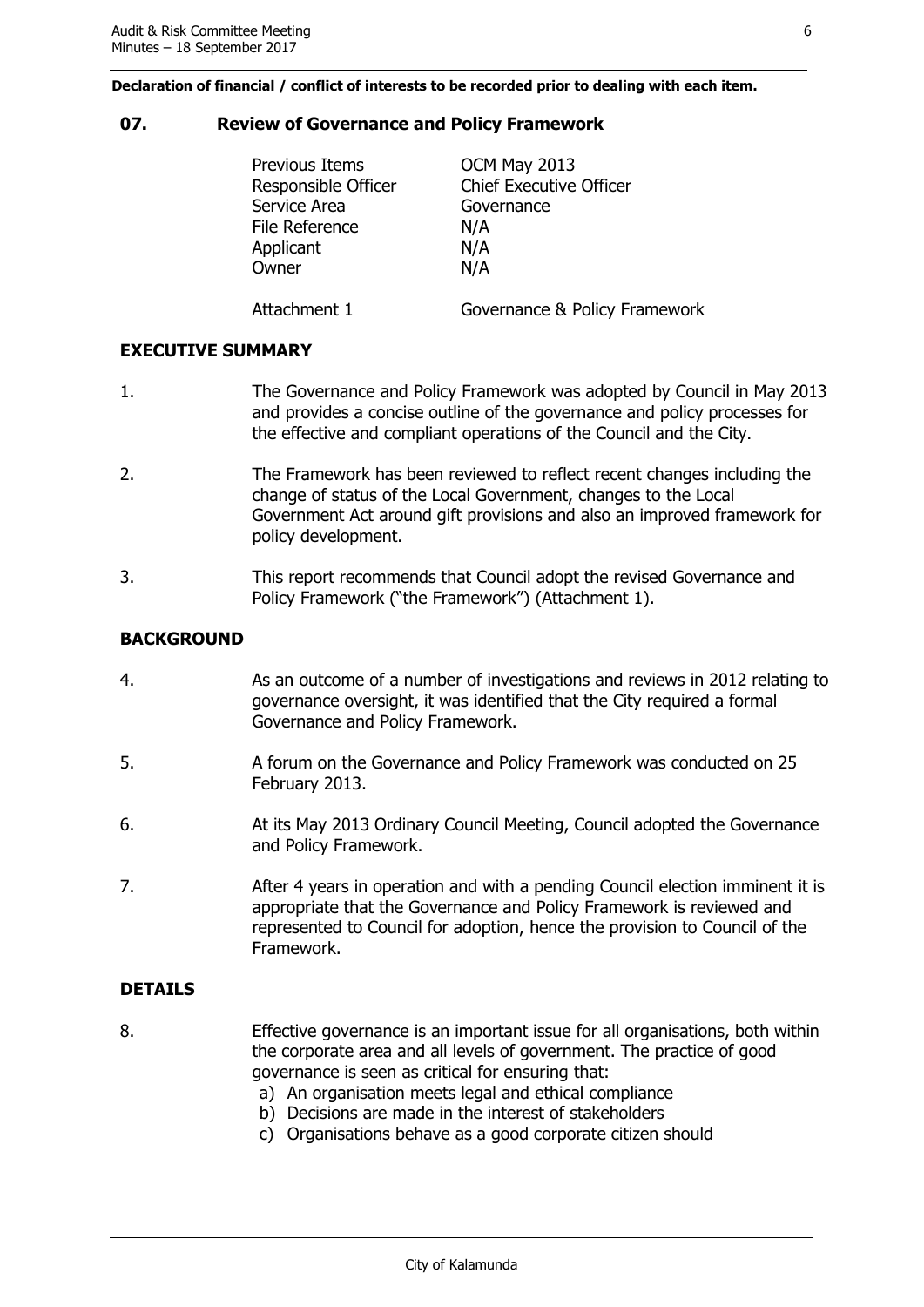**Declaration of financial / conflict of interests to be recorded prior to dealing with each item.**

## 07. Review of Governance and Policy Framework

| | |
|---|---|
| Previous Items | OCM May 2013 |
| Responsible Officer | Chief Executive Officer |
| Service Area | Governance |
| File Reference | N/A |
| Applicant | N/A |
| Owner | N/A |
| Attachment 1 | Governance & Policy Framework |

### EXECUTIVE SUMMARY

1. The Governance and Policy Framework was adopted by Council in May 2013 and provides a concise outline of the governance and policy processes for the effective and compliant operations of the Council and the City.

2. The Framework has been reviewed to reflect recent changes including the change of status of the Local Government, changes to the Local Government Act around gift provisions and also an improved framework for policy development.

3. This report recommends that Council adopt the revised Governance and Policy Framework ("the Framework") (Attachment 1).

### BACKGROUND

4. As an outcome of a number of investigations and reviews in 2012 relating to governance oversight, it was identified that the City required a formal Governance and Policy Framework.

5. A forum on the Governance and Policy Framework was conducted on 25 February 2013.

6. At its May 2013 Ordinary Council Meeting, Council adopted the Governance and Policy Framework.

7. After 4 years in operation and with a pending Council election imminent it is appropriate that the Governance and Policy Framework is reviewed and represented to Council for adoption, hence the provision to Council of the Framework.

### DETAILS

8. Effective governance is an important issue for all organisations, both within the corporate area and all levels of government. The practice of good governance is seen as critical for ensuring that:
   a) An organisation meets legal and ethical compliance
   b) Decisions are made in the interest of stakeholders
   c) Organisations behave as a good corporate citizen should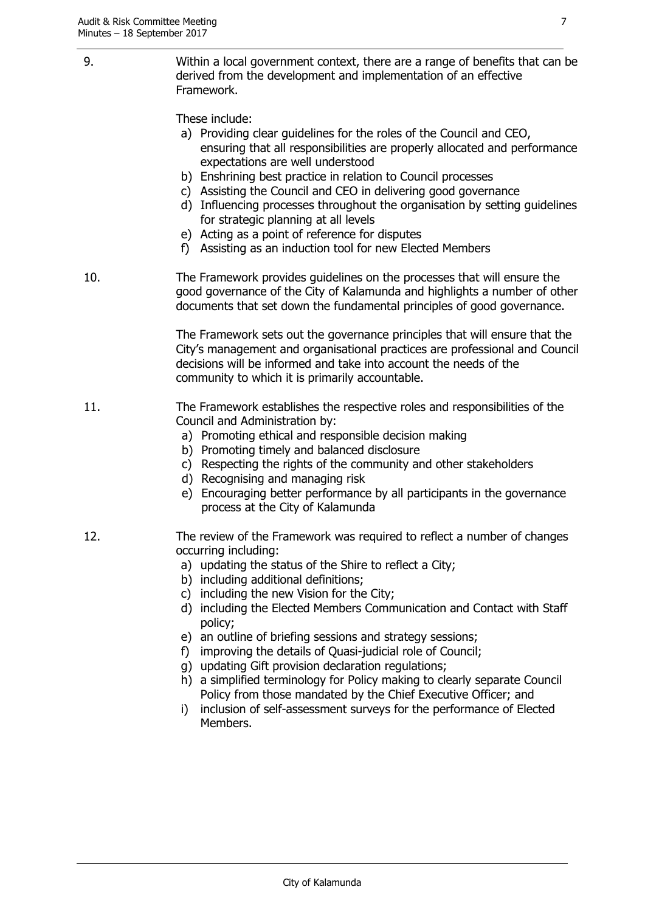9. Within a local government context, there are a range of benefits that can be derived from the development and implementation of an effective Framework.

   These include:

   a) Providing clear guidelines for the roles of the Council and CEO, ensuring that all responsibilities are properly allocated and performance expectations are well understood
   b) Enshrining best practice in relation to Council processes
   c) Assisting the Council and CEO in delivering good governance
   d) Influencing processes throughout the organisation by setting guidelines for strategic planning at all levels
   e) Acting as a point of reference for disputes
   f) Assisting as an induction tool for new Elected Members

10. The Framework provides guidelines on the processes that will ensure the good governance of the City of Kalamunda and highlights a number of other documents that set down the fundamental principles of good governance.

    The Framework sets out the governance principles that will ensure that the City's management and organisational practices are professional and Council decisions will be informed and take into account the needs of the community to which it is primarily accountable.

11. The Framework establishes the respective roles and responsibilities of the Council and Administration by:

    a) Promoting ethical and responsible decision making
    b) Promoting timely and balanced disclosure
    c) Respecting the rights of the community and other stakeholders
    d) Recognising and managing risk
    e) Encouraging better performance by all participants in the governance process at the City of Kalamunda

12. The review of the Framework was required to reflect a number of changes occurring including:

    a) updating the status of the Shire to reflect a City;
    b) including additional definitions;
    c) including the new Vision for the City;
    d) including the Elected Members Communication and Contact with Staff policy;
    e) an outline of briefing sessions and strategy sessions;
    f) improving the details of Quasi-judicial role of Council;
    g) updating Gift provision declaration regulations;
    h) a simplified terminology for Policy making to clearly separate Council Policy from those mandated by the Chief Executive Officer; and
    i) inclusion of self-assessment surveys for the performance of Elected Members.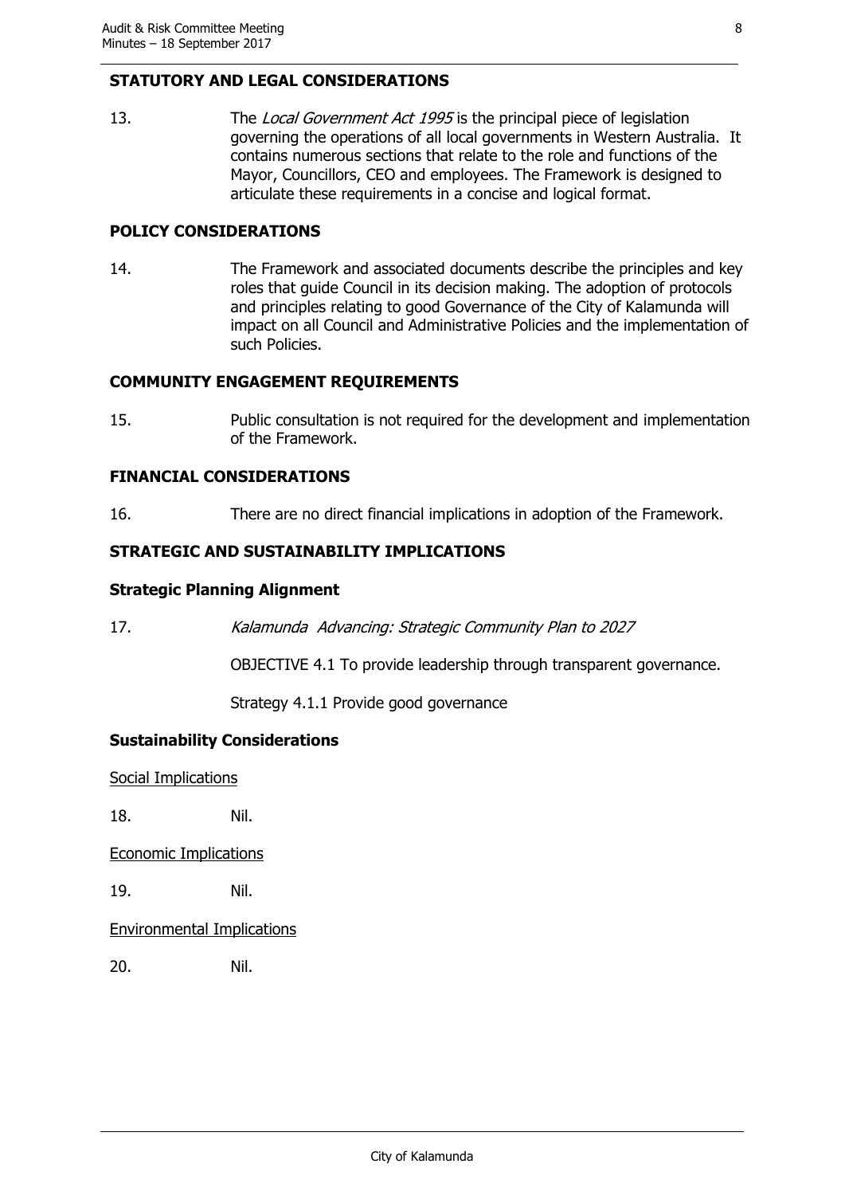## STATUTORY AND LEGAL CONSIDERATIONS

13. The *Local Government Act 1995* is the principal piece of legislation governing the operations of all local governments in Western Australia. It contains numerous sections that relate to the role and functions of the Mayor, Councillors, CEO and employees. The Framework is designed to articulate these requirements in a concise and logical format.

## POLICY CONSIDERATIONS

14. The Framework and associated documents describe the principles and key roles that guide Council in its decision making. The adoption of protocols and principles relating to good Governance of the City of Kalamunda will impact on all Council and Administrative Policies and the implementation of such Policies.

## COMMUNITY ENGAGEMENT REQUIREMENTS

15. Public consultation is not required for the development and implementation of the Framework.

## FINANCIAL CONSIDERATIONS

16. There are no direct financial implications in adoption of the Framework.

## STRATEGIC AND SUSTAINABILITY IMPLICATIONS

### Strategic Planning Alignment

17. *Kalamunda Advancing: Strategic Community Plan to 2027*

OBJECTIVE 4.1 To provide leadership through transparent governance.

Strategy 4.1.1 Provide good governance

### Sustainability Considerations

Social Implications

18. Nil.

Economic Implications

19. Nil.

Environmental Implications

20. Nil.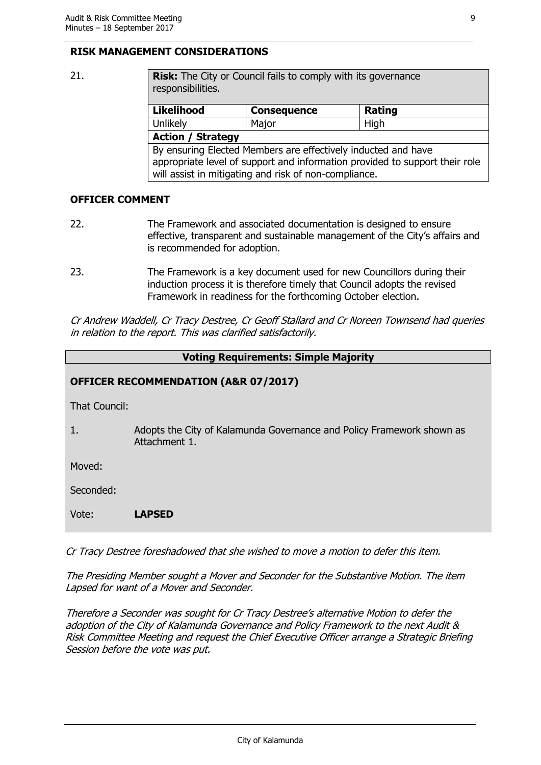## RISK MANAGEMENT CONSIDERATIONS

21.

| **Risk:** The City or Council fails to comply with its governance responsibilities. | | |
|---|---|---|
| **Likelihood** | **Consequence** | **Rating** |
| Unlikely | Major | High |
| **Action / Strategy** | | |
| By ensuring Elected Members are effectively inducted and have appropriate level of support and information provided to support their role will assist in mitigating and risk of non-compliance. | | |

## OFFICER COMMENT

22. The Framework and associated documentation is designed to ensure effective, transparent and sustainable management of the City's affairs and is recommended for adoption.

23. The Framework is a key document used for new Councillors during their induction process it is therefore timely that Council adopts the revised Framework in readiness for the forthcoming October election.

*Cr Andrew Waddell, Cr Tracy Destree, Cr Geoff Stallard and Cr Noreen Townsend had queries in relation to the report. This was clarified satisfactorily.*

**Voting Requirements: Simple Majority**

### OFFICER RECOMMENDATION (A&R 07/2017)

That Council:

1. Adopts the City of Kalamunda Governance and Policy Framework shown as Attachment 1.

Moved:

Seconded:

Vote: **LAPSED**

*Cr Tracy Destree foreshadowed that she wished to move a motion to defer this item.*

*The Presiding Member sought a Mover and Seconder for the Substantive Motion. The item Lapsed for want of a Mover and Seconder.*

*Therefore a Seconder was sought for Cr Tracy Destree's alternative Motion to defer the adoption of the City of Kalamunda Governance and Policy Framework to the next Audit & Risk Committee Meeting and request the Chief Executive Officer arrange a Strategic Briefing Session before the vote was put.*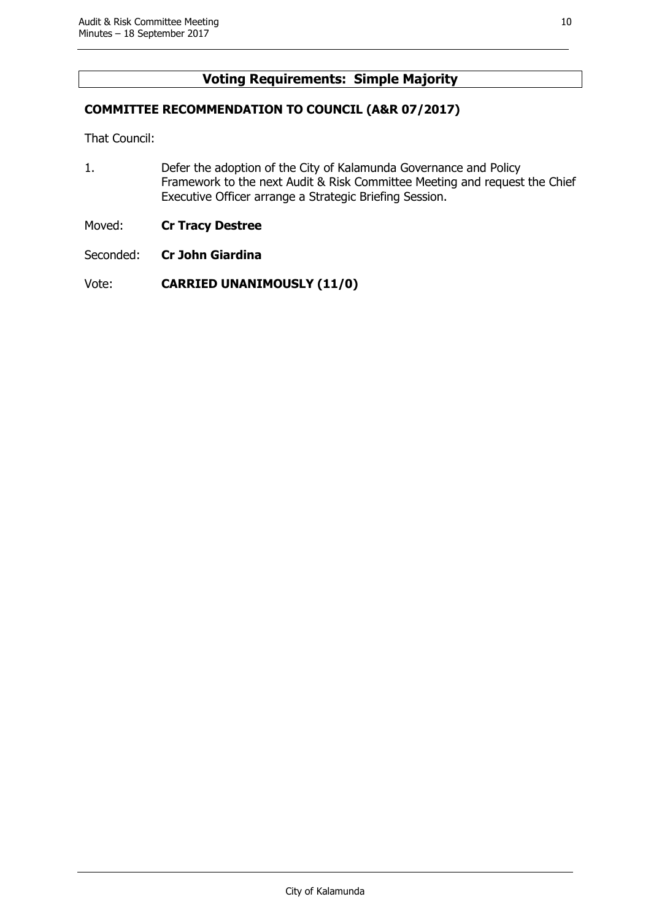## Voting Requirements: Simple Majority

**COMMITTEE RECOMMENDATION TO COUNCIL (A&R 07/2017)**

That Council:

1. Defer the adoption of the City of Kalamunda Governance and Policy Framework to the next Audit & Risk Committee Meeting and request the Chief Executive Officer arrange a Strategic Briefing Session.

Moved: **Cr Tracy Destree**

Seconded: **Cr John Giardina**

Vote: **CARRIED UNANIMOUSLY (11/0)**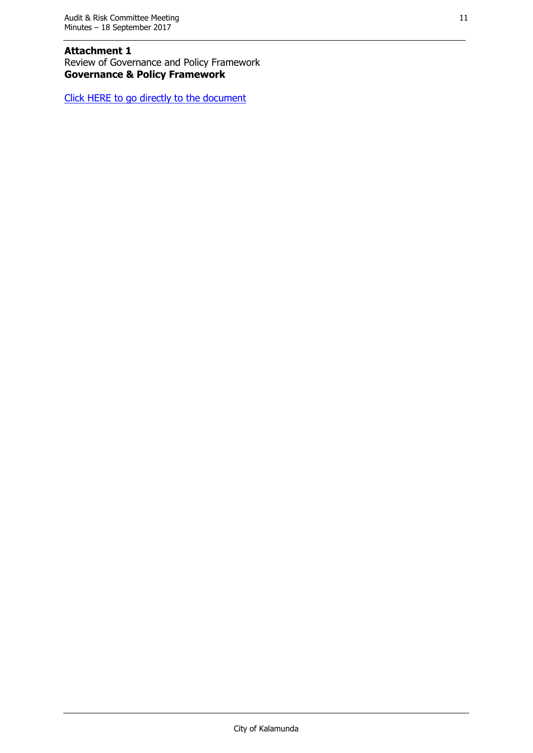**Attachment 1**
Review of Governance and Policy Framework
**Governance & Policy Framework**

Click HERE to go directly to the document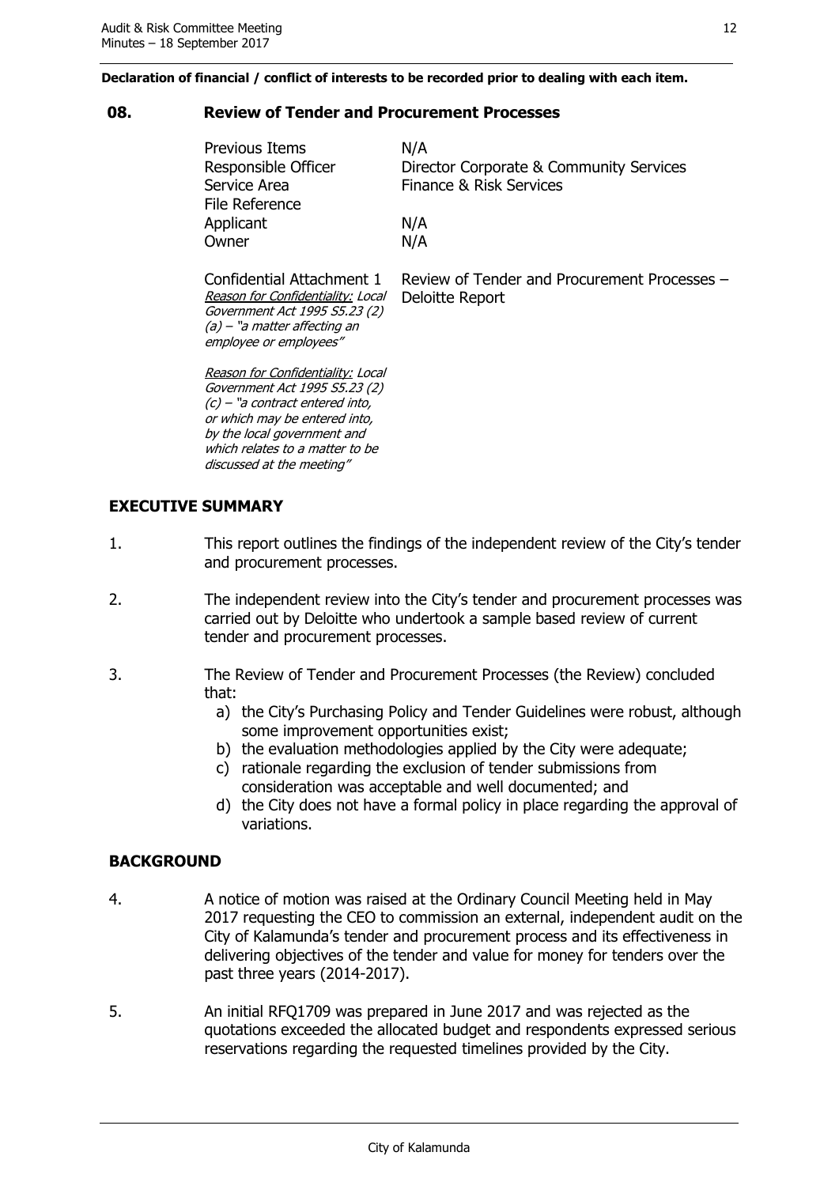**Declaration of financial / conflict of interests to be recorded prior to dealing with each item.**

## 08. Review of Tender and Procurement Processes

| | |
|---|---|
| Previous Items | N/A |
| Responsible Officer | Director Corporate & Community Services |
| Service Area | Finance & Risk Services |
| File Reference | |
| Applicant | N/A |
| Owner | N/A |
| Confidential Attachment 1<br>*Reason for Confidentiality: Local Government Act 1995 S5.23 (2) (a) – "a matter affecting an employee or employees"*<br><br>*Reason for Confidentiality: Local Government Act 1995 S5.23 (2) (c) – "a contract entered into, or which may be entered into, by the local government and which relates to a matter to be discussed at the meeting"* | Review of Tender and Procurement Processes – Deloitte Report |

### EXECUTIVE SUMMARY

1. This report outlines the findings of the independent review of the City's tender and procurement processes.

2. The independent review into the City's tender and procurement processes was carried out by Deloitte who undertook a sample based review of current tender and procurement processes.

3. The Review of Tender and Procurement Processes (the Review) concluded that:
   a) the City's Purchasing Policy and Tender Guidelines were robust, although some improvement opportunities exist;
   b) the evaluation methodologies applied by the City were adequate;
   c) rationale regarding the exclusion of tender submissions from consideration was acceptable and well documented; and
   d) the City does not have a formal policy in place regarding the approval of variations.

### BACKGROUND

4. A notice of motion was raised at the Ordinary Council Meeting held in May 2017 requesting the CEO to commission an external, independent audit on the City of Kalamunda's tender and procurement process and its effectiveness in delivering objectives of the tender and value for money for tenders over the past three years (2014-2017).

5. An initial RFQ1709 was prepared in June 2017 and was rejected as the quotations exceeded the allocated budget and respondents expressed serious reservations regarding the requested timelines provided by the City.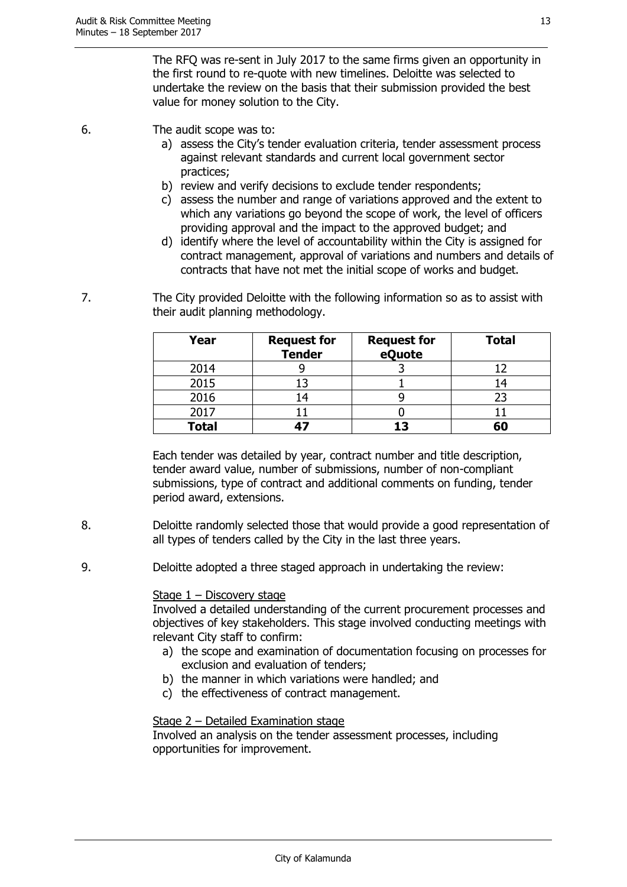The RFQ was re-sent in July 2017 to the same firms given an opportunity in the first round to re-quote with new timelines. Deloitte was selected to undertake the review on the basis that their submission provided the best value for money solution to the City.

6. The audit scope was to:
   a) assess the City's tender evaluation criteria, tender assessment process against relevant standards and current local government sector practices;
   b) review and verify decisions to exclude tender respondents;
   c) assess the number and range of variations approved and the extent to which any variations go beyond the scope of work, the level of officers providing approval and the impact to the approved budget; and
   d) identify where the level of accountability within the City is assigned for contract management, approval of variations and numbers and details of contracts that have not met the initial scope of works and budget.

7. The City provided Deloitte with the following information so as to assist with their audit planning methodology.

| Year | Request for Tender | Request for eQuote | Total |
|---|---|---|---|
| 2014 | 9 | 3 | 12 |
| 2015 | 13 | 1 | 14 |
| 2016 | 14 | 9 | 23 |
| 2017 | 11 | 0 | 11 |
| **Total** | **47** | **13** | **60** |

   Each tender was detailed by year, contract number and title description, tender award value, number of submissions, number of non-compliant submissions, type of contract and additional comments on funding, tender period award, extensions.

8. Deloitte randomly selected those that would provide a good representation of all types of tenders called by the City in the last three years.

9. Deloitte adopted a three staged approach in undertaking the review:

   Stage 1 – Discovery stage
   Involved a detailed understanding of the current procurement processes and objectives of key stakeholders. This stage involved conducting meetings with relevant City staff to confirm:
   a) the scope and examination of documentation focusing on processes for exclusion and evaluation of tenders;
   b) the manner in which variations were handled; and
   c) the effectiveness of contract management.

   Stage 2 – Detailed Examination stage
   Involved an analysis on the tender assessment processes, including opportunities for improvement.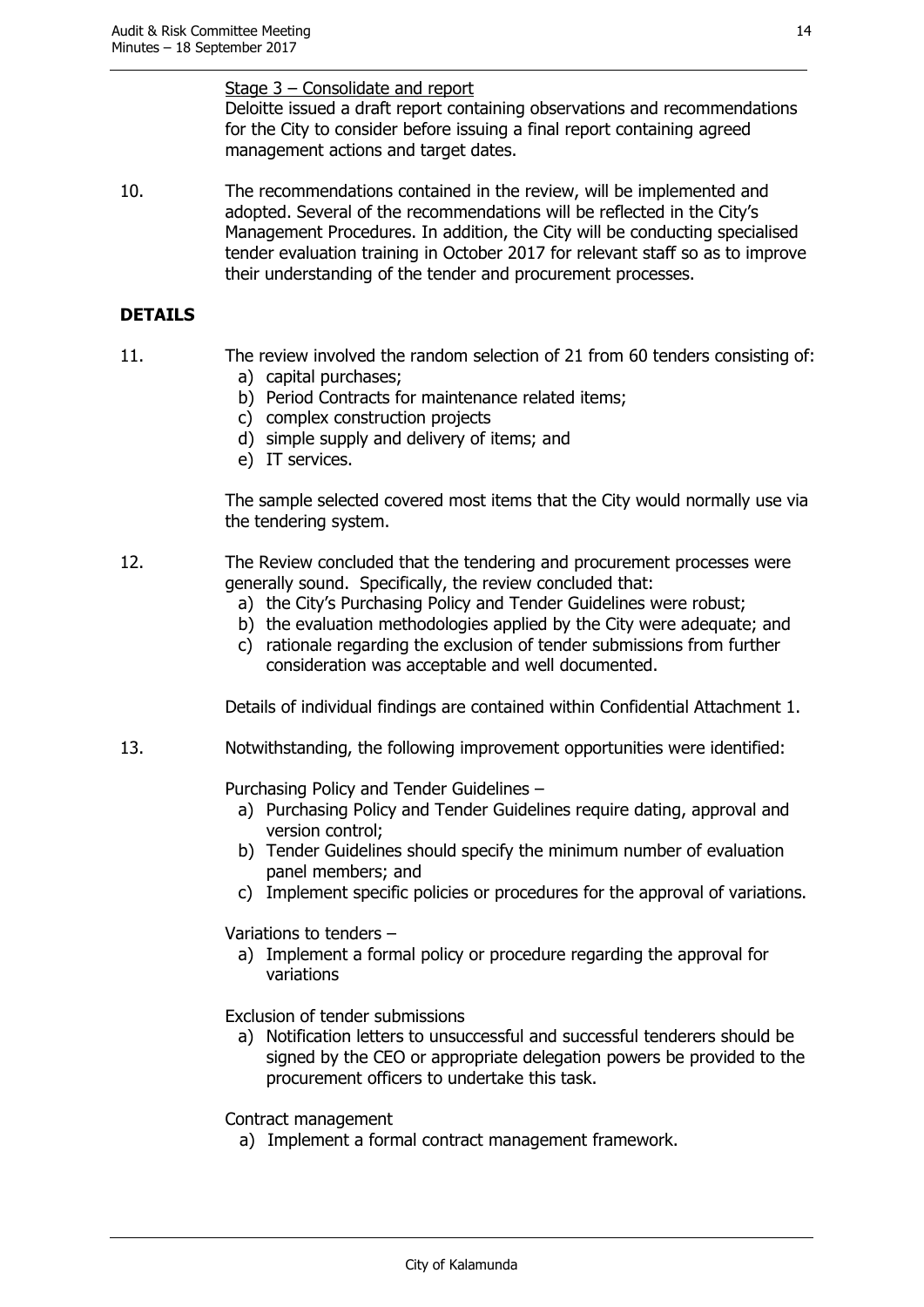Stage 3 – Consolidate and report

Deloitte issued a draft report containing observations and recommendations for the City to consider before issuing a final report containing agreed management actions and target dates.

10. The recommendations contained in the review, will be implemented and adopted. Several of the recommendations will be reflected in the City's Management Procedures. In addition, the City will be conducting specialised tender evaluation training in October 2017 for relevant staff so as to improve their understanding of the tender and procurement processes.

## DETAILS

11. The review involved the random selection of 21 from 60 tenders consisting of:
    a) capital purchases;
    b) Period Contracts for maintenance related items;
    c) complex construction projects
    d) simple supply and delivery of items; and
    e) IT services.

    The sample selected covered most items that the City would normally use via the tendering system.

12. The Review concluded that the tendering and procurement processes were generally sound. Specifically, the review concluded that:
    a) the City's Purchasing Policy and Tender Guidelines were robust;
    b) the evaluation methodologies applied by the City were adequate; and
    c) rationale regarding the exclusion of tender submissions from further consideration was acceptable and well documented.

    Details of individual findings are contained within Confidential Attachment 1.

13. Notwithstanding, the following improvement opportunities were identified:

    Purchasing Policy and Tender Guidelines –
    a) Purchasing Policy and Tender Guidelines require dating, approval and version control;
    b) Tender Guidelines should specify the minimum number of evaluation panel members; and
    c) Implement specific policies or procedures for the approval of variations.

    Variations to tenders –
    a) Implement a formal policy or procedure regarding the approval for variations

    Exclusion of tender submissions
    a) Notification letters to unsuccessful and successful tenderers should be signed by the CEO or appropriate delegation powers be provided to the procurement officers to undertake this task.

    Contract management
    a) Implement a formal contract management framework.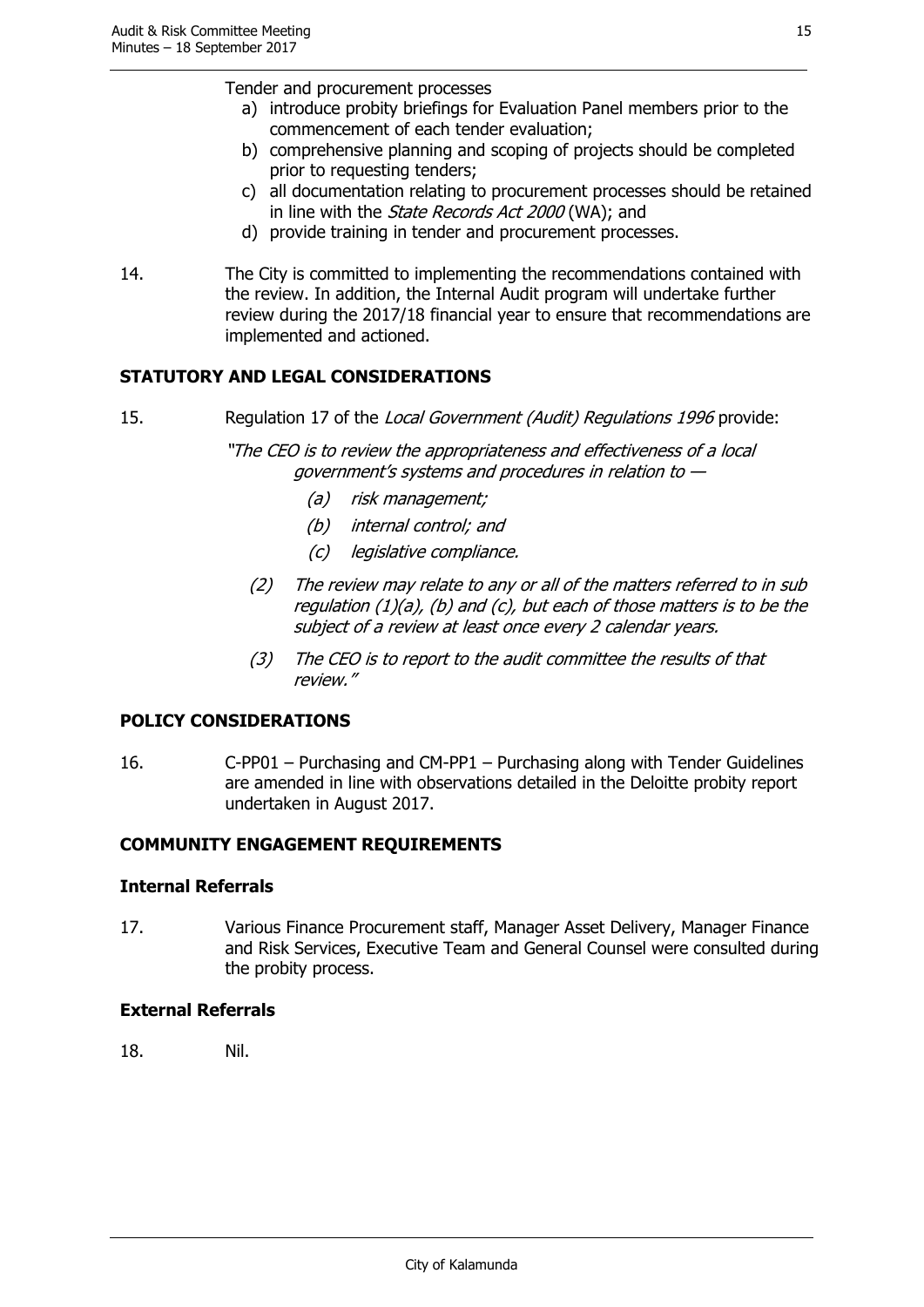Tender and procurement processes

a) introduce probity briefings for Evaluation Panel members prior to the commencement of each tender evaluation;
b) comprehensive planning and scoping of projects should be completed prior to requesting tenders;
c) all documentation relating to procurement processes should be retained in line with the *State Records Act 2000* (WA); and
d) provide training in tender and procurement processes.

14. The City is committed to implementing the recommendations contained with the review. In addition, the Internal Audit program will undertake further review during the 2017/18 financial year to ensure that recommendations are implemented and actioned.

## STATUTORY AND LEGAL CONSIDERATIONS

15. Regulation 17 of the *Local Government (Audit) Regulations 1996* provide:

*"The CEO is to review the appropriateness and effectiveness of a local government's systems and procedures in relation to —*

*(a) risk management;*
*(b) internal control; and*
*(c) legislative compliance.*

*(2) The review may relate to any or all of the matters referred to in sub regulation (1)(a), (b) and (c), but each of those matters is to be the subject of a review at least once every 2 calendar years.*

*(3) The CEO is to report to the audit committee the results of that review."*

## POLICY CONSIDERATIONS

16. C-PP01 – Purchasing and CM-PP1 – Purchasing along with Tender Guidelines are amended in line with observations detailed in the Deloitte probity report undertaken in August 2017.

## COMMUNITY ENGAGEMENT REQUIREMENTS

### Internal Referrals

17. Various Finance Procurement staff, Manager Asset Delivery, Manager Finance and Risk Services, Executive Team and General Counsel were consulted during the probity process.

### External Referrals

18. Nil.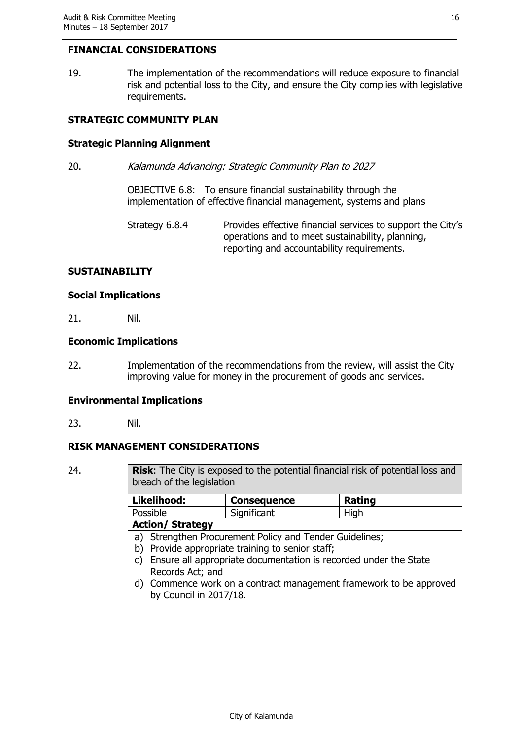## FINANCIAL CONSIDERATIONS

19. The implementation of the recommendations will reduce exposure to financial risk and potential loss to the City, and ensure the City complies with legislative requirements.

## STRATEGIC COMMUNITY PLAN

### Strategic Planning Alignment

20. *Kalamunda Advancing: Strategic Community Plan to 2027*

OBJECTIVE 6.8: To ensure financial sustainability through the implementation of effective financial management, systems and plans

Strategy 6.8.4 Provides effective financial services to support the City's operations and to meet sustainability, planning, reporting and accountability requirements.

## SUSTAINABILITY

### Social Implications

21. Nil.

### Economic Implications

22. Implementation of the recommendations from the review, will assist the City improving value for money in the procurement of goods and services.

### Environmental Implications

23. Nil.

## RISK MANAGEMENT CONSIDERATIONS

24.

| **Risk**: The City is exposed to the potential financial risk of potential loss and breach of the legislation | | |
|---|---|---|
| **Likelihood:** | **Consequence** | **Rating** |
| Possible | Significant | High |
| **Action/ Strategy** | | |
| a) Strengthen Procurement Policy and Tender Guidelines;<br>b) Provide appropriate training to senior staff;<br>c) Ensure all appropriate documentation is recorded under the State Records Act; and<br>d) Commence work on a contract management framework to be approved by Council in 2017/18. | | |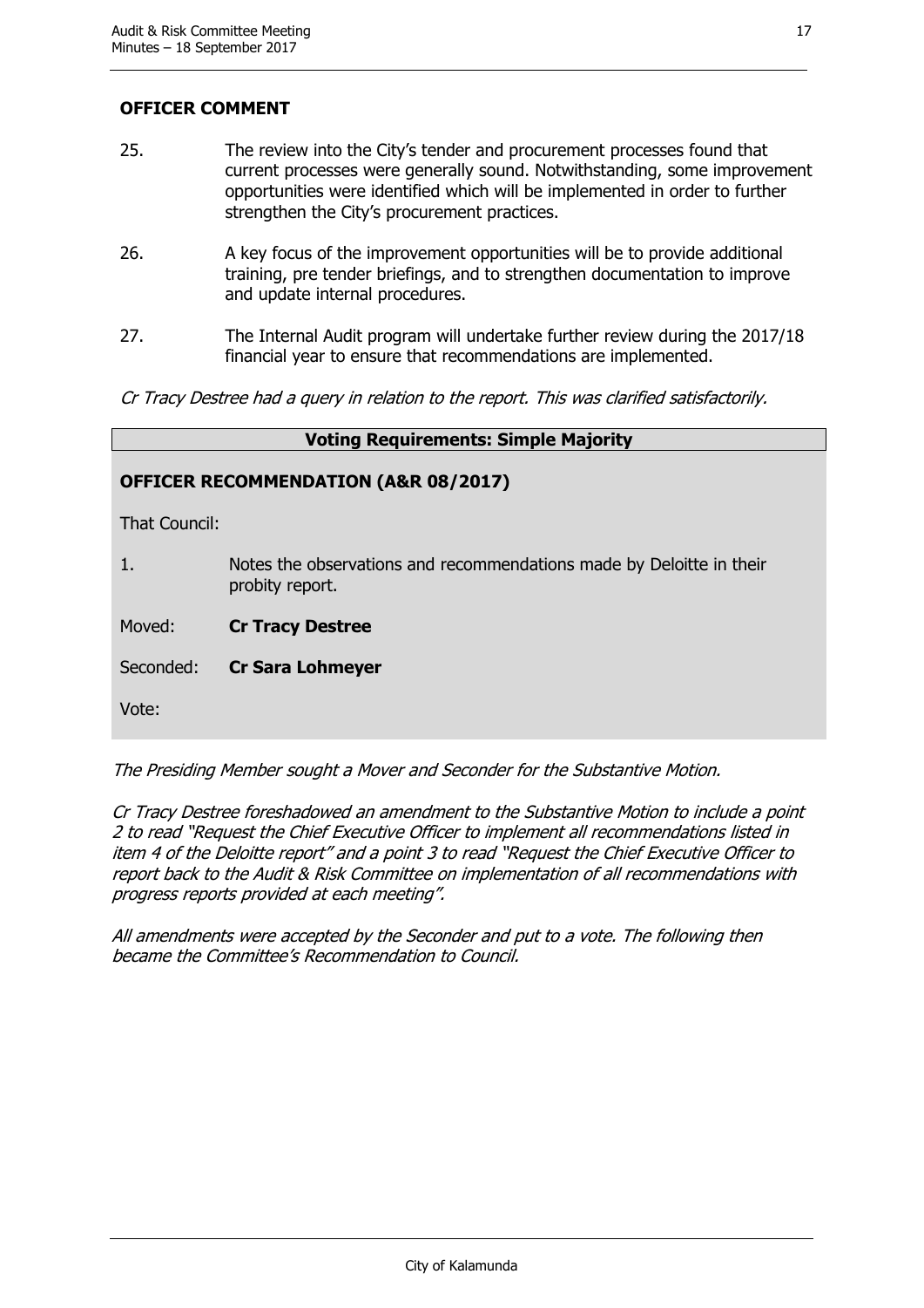## OFFICER COMMENT

25. The review into the City's tender and procurement processes found that current processes were generally sound. Notwithstanding, some improvement opportunities were identified which will be implemented in order to further strengthen the City's procurement practices.

26. A key focus of the improvement opportunities will be to provide additional training, pre tender briefings, and to strengthen documentation to improve and update internal procedures.

27. The Internal Audit program will undertake further review during the 2017/18 financial year to ensure that recommendations are implemented.

*Cr Tracy Destree had a query in relation to the report. This was clarified satisfactorily.*

**Voting Requirements: Simple Majority**

### OFFICER RECOMMENDATION (A&R 08/2017)

That Council:

1. Notes the observations and recommendations made by Deloitte in their probity report.

Moved: **Cr Tracy Destree**

Seconded: **Cr Sara Lohmeyer**

Vote:

*The Presiding Member sought a Mover and Seconder for the Substantive Motion.*

*Cr Tracy Destree foreshadowed an amendment to the Substantive Motion to include a point 2 to read "Request the Chief Executive Officer to implement all recommendations listed in item 4 of the Deloitte report" and a point 3 to read "Request the Chief Executive Officer to report back to the Audit & Risk Committee on implementation of all recommendations with progress reports provided at each meeting".*

*All amendments were accepted by the Seconder and put to a vote. The following then became the Committee's Recommendation to Council.*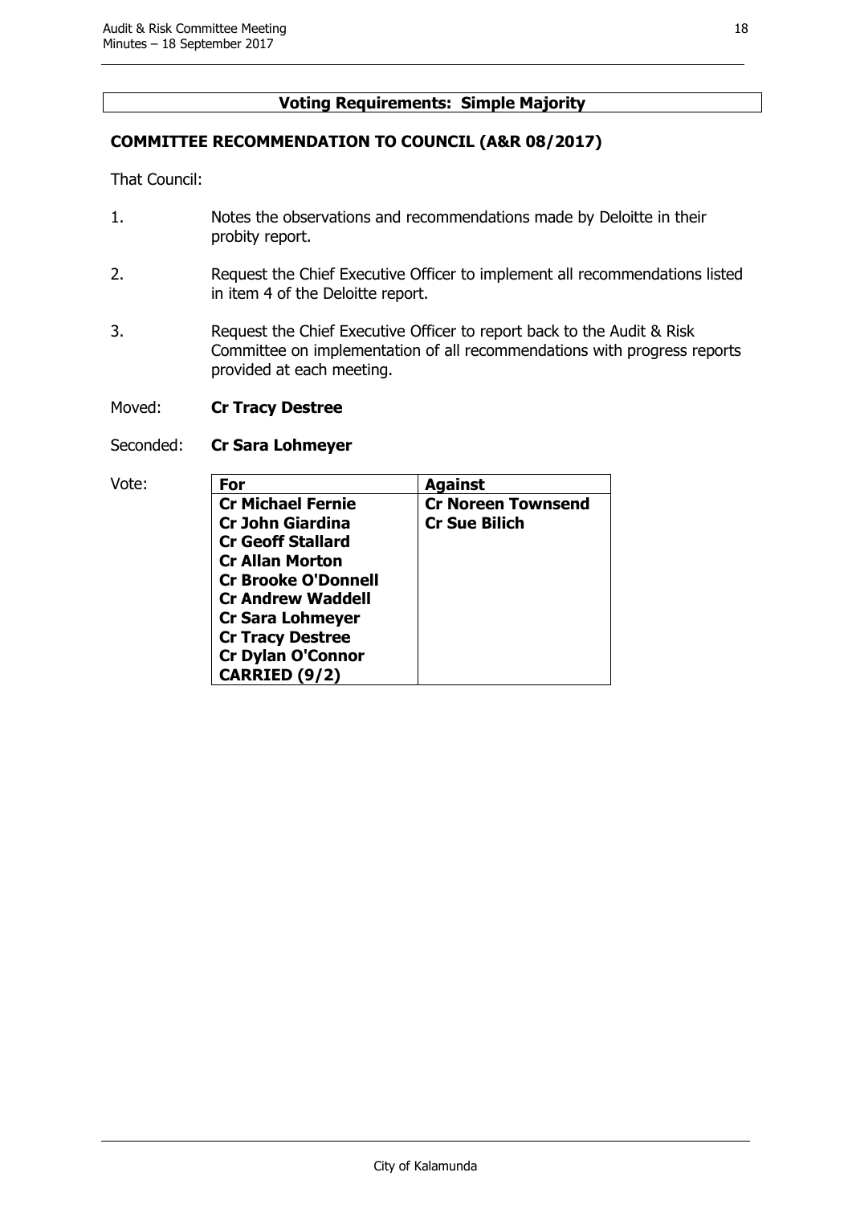**Voting Requirements: Simple Majority**

**COMMITTEE RECOMMENDATION TO COUNCIL (A&R 08/2017)**

That Council:

1. Notes the observations and recommendations made by Deloitte in their probity report.

2. Request the Chief Executive Officer to implement all recommendations listed in item 4 of the Deloitte report.

3. Request the Chief Executive Officer to report back to the Audit & Risk Committee on implementation of all recommendations with progress reports provided at each meeting.

Moved: **Cr Tracy Destree**

Seconded: **Cr Sara Lohmeyer**

Vote:

| **For** | **Against** |
|---|---|
| **Cr Michael Fernie**<br>**Cr John Giardina**<br>**Cr Geoff Stallard**<br>**Cr Allan Morton**<br>**Cr Brooke O'Donnell**<br>**Cr Andrew Waddell**<br>**Cr Sara Lohmeyer**<br>**Cr Tracy Destree**<br>**Cr Dylan O'Connor**<br>**CARRIED (9/2)** | **Cr Noreen Townsend**<br>**Cr Sue Bilich** |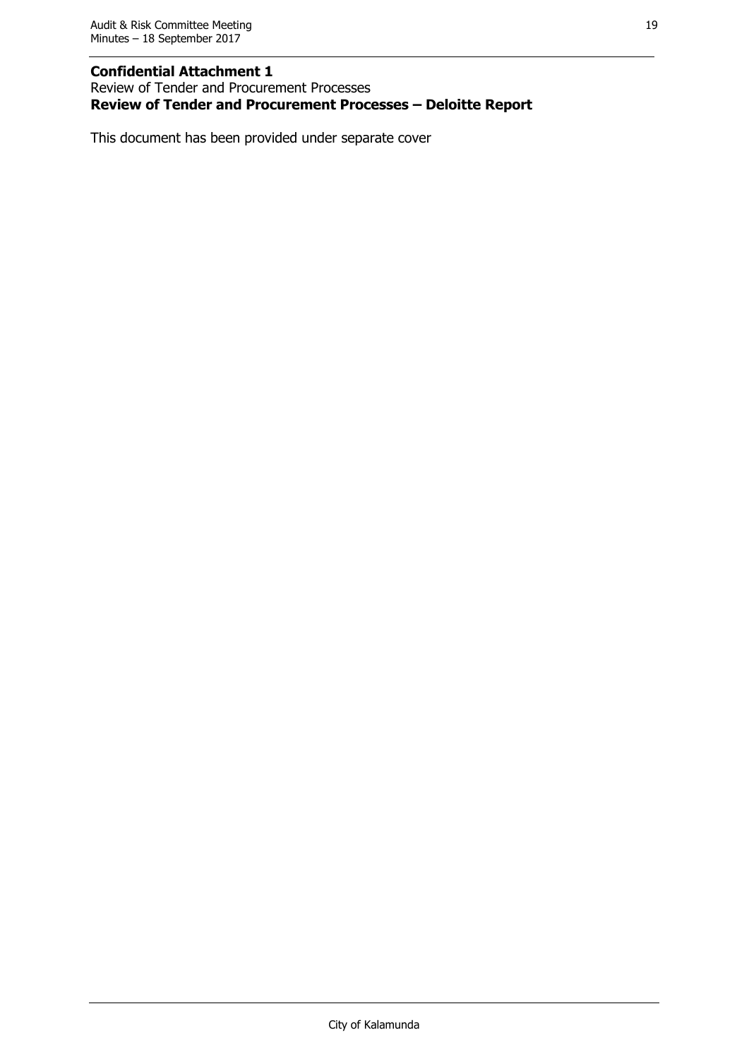**Confidential Attachment 1**

Review of Tender and Procurement Processes

**Review of Tender and Procurement Processes – Deloitte Report**

This document has been provided under separate cover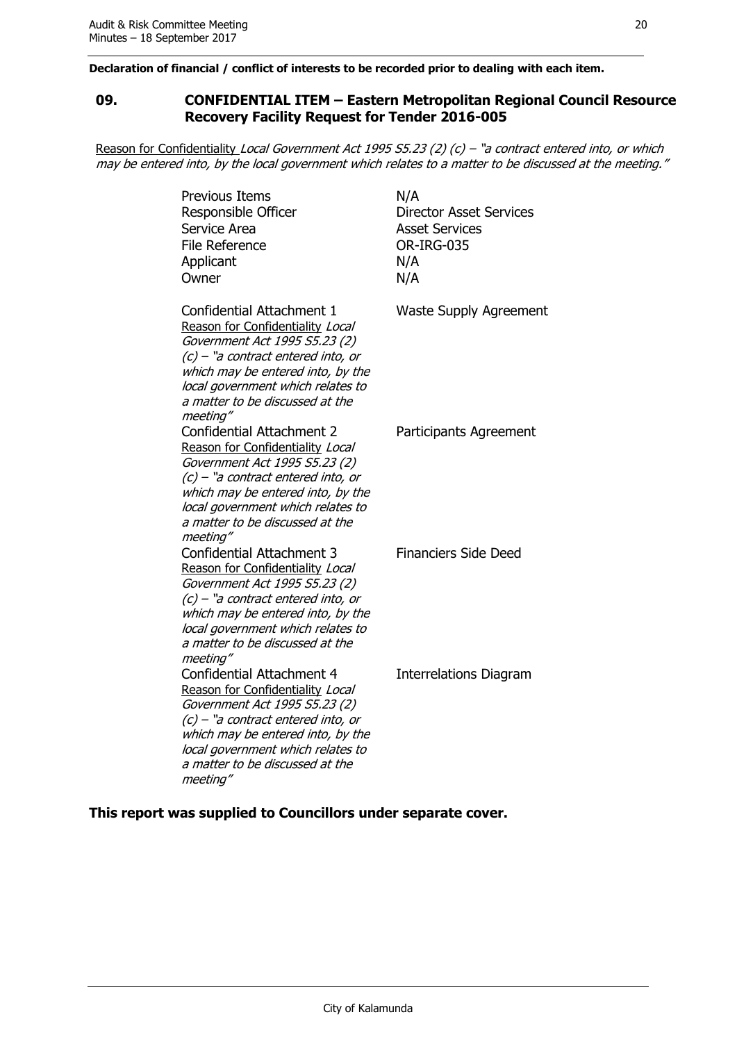**Declaration of financial / conflict of interests to be recorded prior to dealing with each item.**

## 09. CONFIDENTIAL ITEM – Eastern Metropolitan Regional Council Resource Recovery Facility Request for Tender 2016-005

Reason for Confidentiality *Local Government Act 1995 S5.23 (2) (c) – "a contract entered into, or which may be entered into, by the local government which relates to a matter to be discussed at the meeting."*

| | |
|---|---|
| Previous Items | N/A |
| Responsible Officer | Director Asset Services |
| Service Area | Asset Services |
| File Reference | OR-IRG-035 |
| Applicant | N/A |
| Owner | N/A |
| Confidential Attachment 1<br>Reason for Confidentiality *Local Government Act 1995 S5.23 (2) (c) – "a contract entered into, or which may be entered into, by the local government which relates to a matter to be discussed at the meeting"* | Waste Supply Agreement |
| Confidential Attachment 2<br>Reason for Confidentiality *Local Government Act 1995 S5.23 (2) (c) – "a contract entered into, or which may be entered into, by the local government which relates to a matter to be discussed at the meeting"* | Participants Agreement |
| Confidential Attachment 3<br>Reason for Confidentiality *Local Government Act 1995 S5.23 (2) (c) – "a contract entered into, or which may be entered into, by the local government which relates to a matter to be discussed at the meeting"* | Financiers Side Deed |
| Confidential Attachment 4<br>Reason for Confidentiality *Local Government Act 1995 S5.23 (2) (c) – "a contract entered into, or which may be entered into, by the local government which relates to a matter to be discussed at the meeting"* | Interrelations Diagram |

**This report was supplied to Councillors under separate cover.**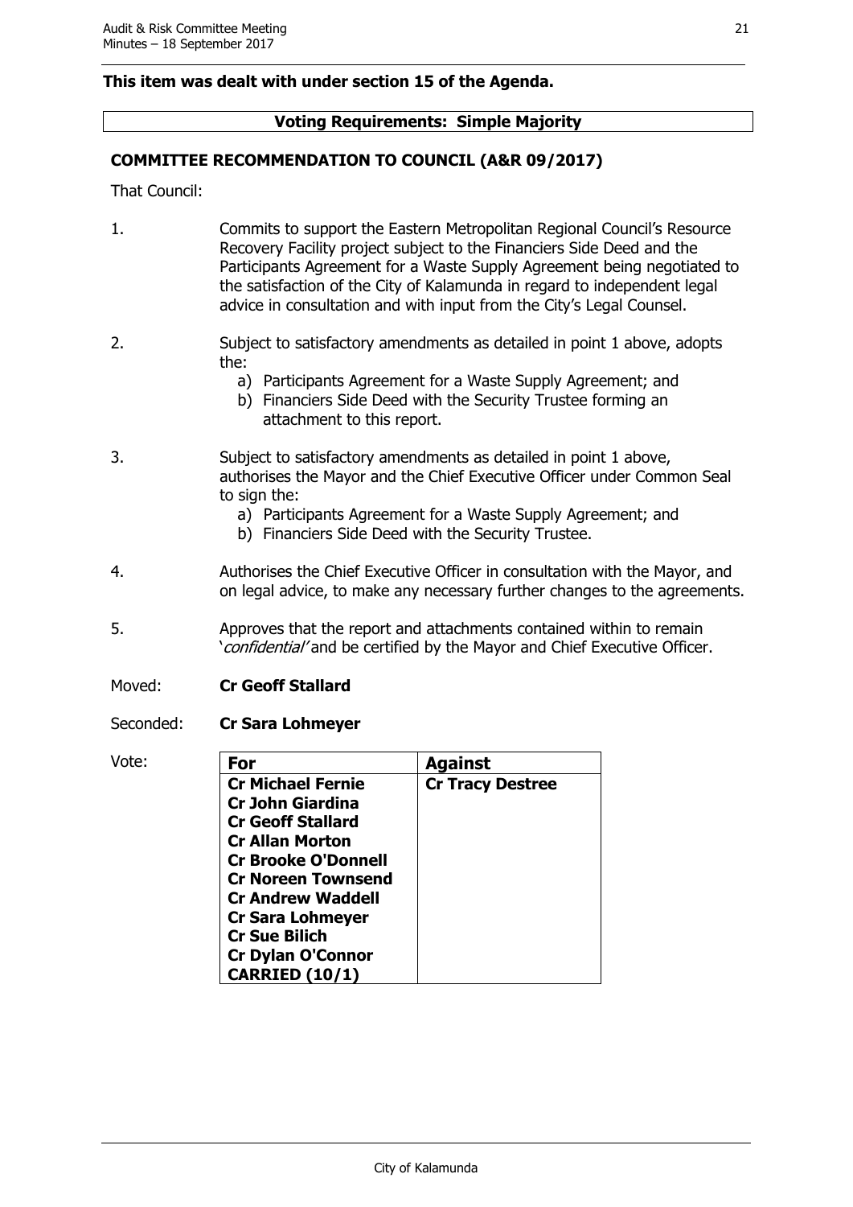**This item was dealt with under section 15 of the Agenda.**

| **Voting Requirements: Simple Majority** |
|---|

**COMMITTEE RECOMMENDATION TO COUNCIL (A&R 09/2017)**

That Council:

1. Commits to support the Eastern Metropolitan Regional Council's Resource Recovery Facility project subject to the Financiers Side Deed and the Participants Agreement for a Waste Supply Agreement being negotiated to the satisfaction of the City of Kalamunda in regard to independent legal advice in consultation and with input from the City's Legal Counsel.

2. Subject to satisfactory amendments as detailed in point 1 above, adopts the:
   a) Participants Agreement for a Waste Supply Agreement; and
   b) Financiers Side Deed with the Security Trustee forming an attachment to this report.

3. Subject to satisfactory amendments as detailed in point 1 above, authorises the Mayor and the Chief Executive Officer under Common Seal to sign the:
   a) Participants Agreement for a Waste Supply Agreement; and
   b) Financiers Side Deed with the Security Trustee.

4. Authorises the Chief Executive Officer in consultation with the Mayor, and on legal advice, to make any necessary further changes to the agreements.

5. Approves that the report and attachments contained within to remain '*confidential*' and be certified by the Mayor and Chief Executive Officer.

Moved: **Cr Geoff Stallard**

Seconded: **Cr Sara Lohmeyer**

Vote:

| **For** | **Against** |
|---|---|
| **Cr Michael Fernie**<br>**Cr John Giardina**<br>**Cr Geoff Stallard**<br>**Cr Allan Morton**<br>**Cr Brooke O'Donnell**<br>**Cr Noreen Townsend**<br>**Cr Andrew Waddell**<br>**Cr Sara Lohmeyer**<br>**Cr Sue Bilich**<br>**Cr Dylan O'Connor**<br>**CARRIED (10/1)** | **Cr Tracy Destree** |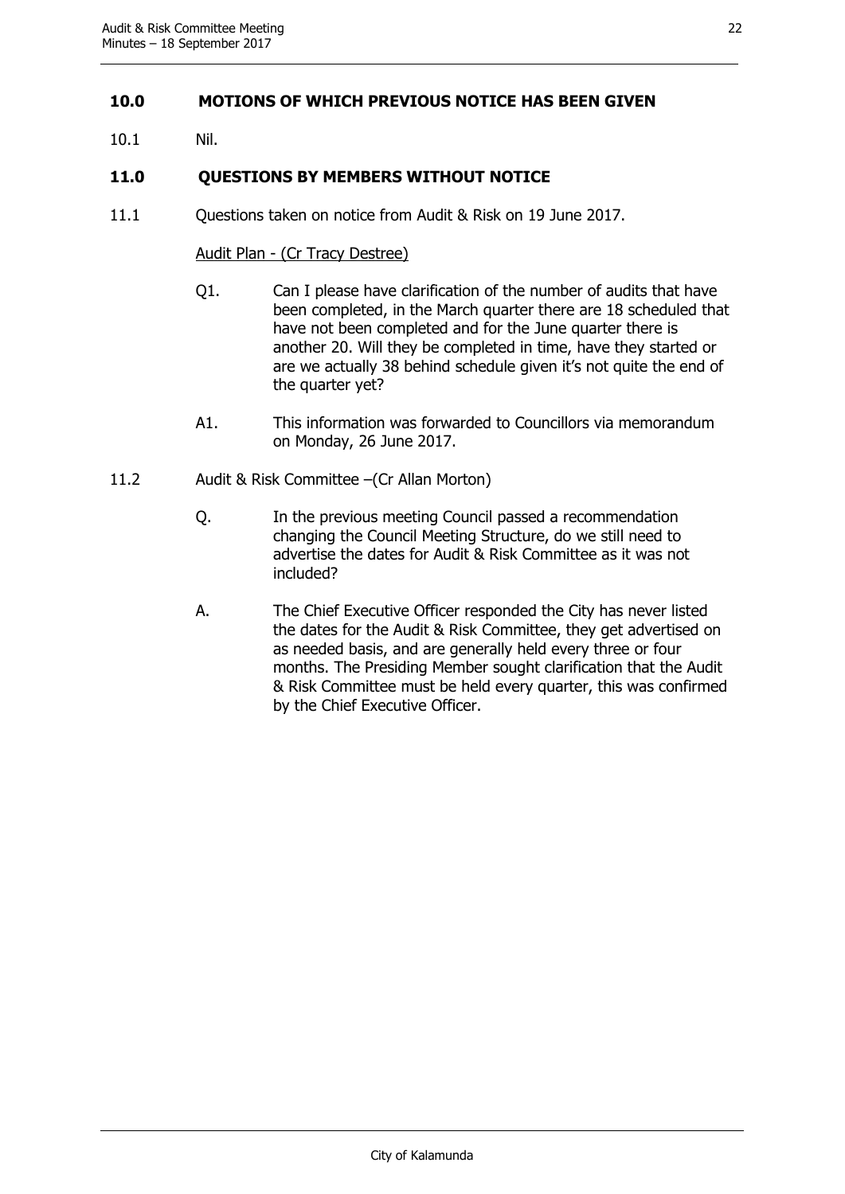## 10.0 MOTIONS OF WHICH PREVIOUS NOTICE HAS BEEN GIVEN

10.1 Nil.

## 11.0 QUESTIONS BY MEMBERS WITHOUT NOTICE

11.1 Questions taken on notice from Audit & Risk on 19 June 2017.

Audit Plan - (Cr Tracy Destree)

Q1. Can I please have clarification of the number of audits that have been completed, in the March quarter there are 18 scheduled that have not been completed and for the June quarter there is another 20. Will they be completed in time, have they started or are we actually 38 behind schedule given it's not quite the end of the quarter yet?

A1. This information was forwarded to Councillors via memorandum on Monday, 26 June 2017.

11.2 Audit & Risk Committee –(Cr Allan Morton)

Q. In the previous meeting Council passed a recommendation changing the Council Meeting Structure, do we still need to advertise the dates for Audit & Risk Committee as it was not included?

A. The Chief Executive Officer responded the City has never listed the dates for the Audit & Risk Committee, they get advertised on as needed basis, and are generally held every three or four months. The Presiding Member sought clarification that the Audit & Risk Committee must be held every quarter, this was confirmed by the Chief Executive Officer.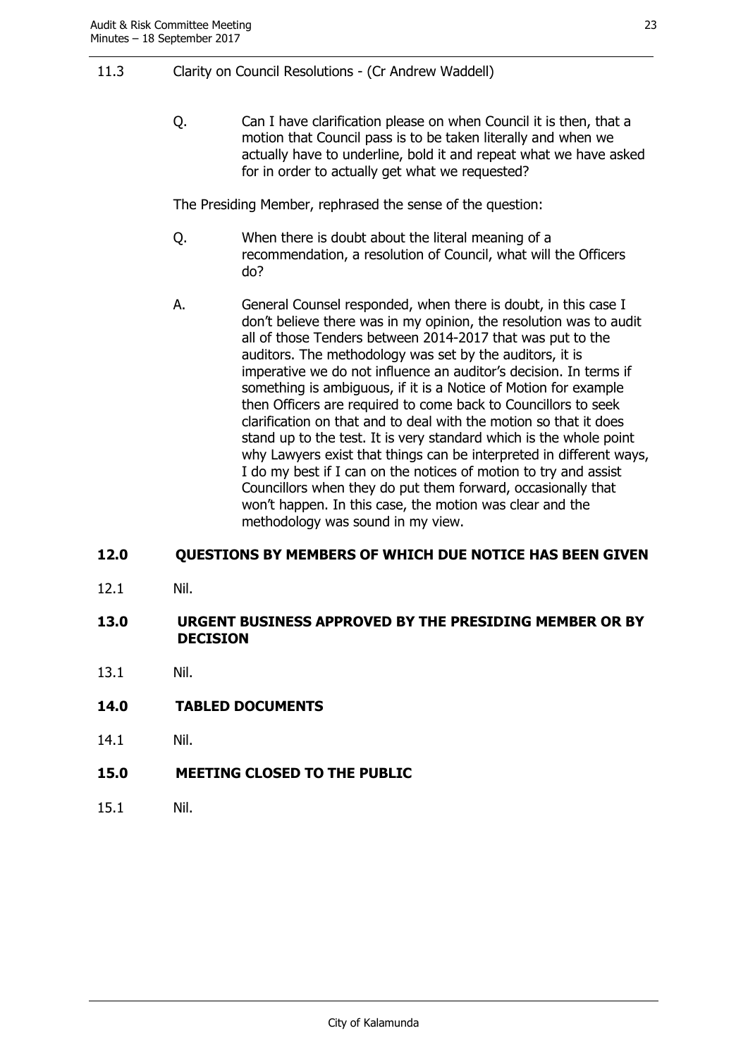11.3 Clarity on Council Resolutions - (Cr Andrew Waddell)

Q. Can I have clarification please on when Council it is then, that a motion that Council pass is to be taken literally and when we actually have to underline, bold it and repeat what we have asked for in order to actually get what we requested?

The Presiding Member, rephrased the sense of the question:

Q. When there is doubt about the literal meaning of a recommendation, a resolution of Council, what will the Officers do?

A. General Counsel responded, when there is doubt, in this case I don't believe there was in my opinion, the resolution was to audit all of those Tenders between 2014-2017 that was put to the auditors. The methodology was set by the auditors, it is imperative we do not influence an auditor's decision. In terms if something is ambiguous, if it is a Notice of Motion for example then Officers are required to come back to Councillors to seek clarification on that and to deal with the motion so that it does stand up to the test. It is very standard which is the whole point why Lawyers exist that things can be interpreted in different ways, I do my best if I can on the notices of motion to try and assist Councillors when they do put them forward, occasionally that won't happen. In this case, the motion was clear and the methodology was sound in my view.

## 12.0 QUESTIONS BY MEMBERS OF WHICH DUE NOTICE HAS BEEN GIVEN

12.1 Nil.

## 13.0 URGENT BUSINESS APPROVED BY THE PRESIDING MEMBER OR BY DECISION

13.1 Nil.

## 14.0 TABLED DOCUMENTS

14.1 Nil.

## 15.0 MEETING CLOSED TO THE PUBLIC

15.1 Nil.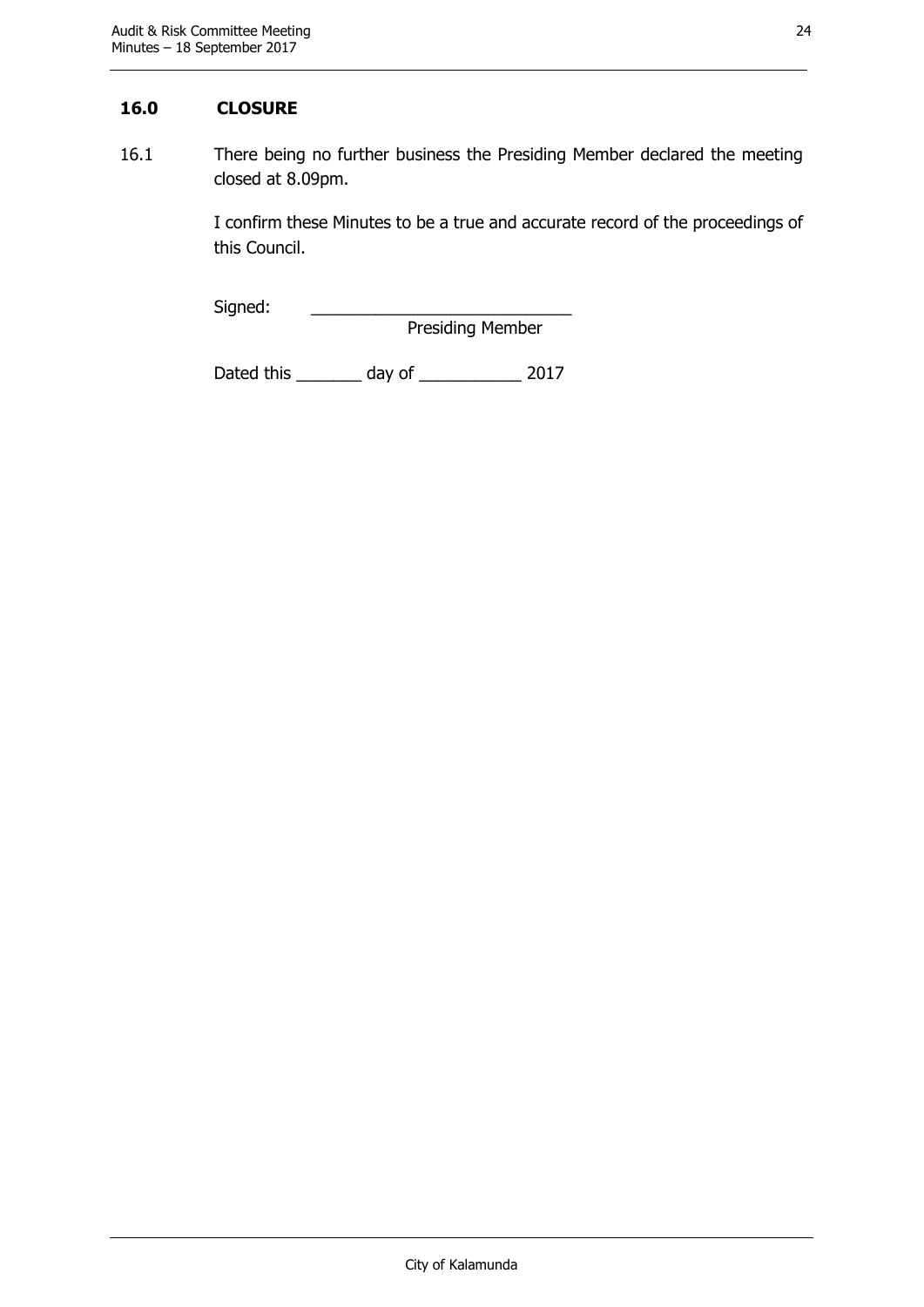## 16.0 CLOSURE

16.1 There being no further business the Presiding Member declared the meeting closed at 8.09pm.

I confirm these Minutes to be a true and accurate record of the proceedings of this Council.

Signed: ____________________________
Presiding Member

Dated this _______ day of ___________ 2017